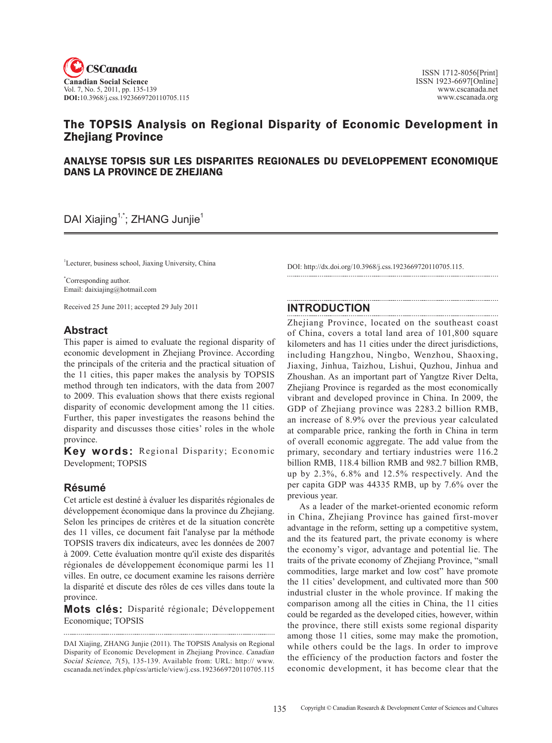# The TOPSIS Analysis on Regional Disparity of Economic Development in Zhejiang Province

## ANALYSE TOPSIS SUR LES DISPARITES REGIONALES DU DEVELOPPEMENT ECONOMIQUE DANS LA PROVINCE DE ZHEJIANG

DAI Xiajing[1,*]; ZHANG Junjie[1]

[1]Lecturer, business school, Jiaxing University, China

[*]Corresponding author.
Email: daixiajing@hotmail.com

Received 25 June 2011; accepted 29 July 2011

## Abstract

This paper is aimed to evaluate the regional disparity of economic development in Zhejiang Province. According the principals of the criteria and the practical situation of the 11 cities, this paper makes the analysis by TOPSIS method through ten indicators, with the data from 2007 to 2009. This evaluation shows that there exists regional disparity of economic development among the 11 cities. Further, this paper investigates the reasons behind the disparity and discusses those cities' roles in the whole province.

**Key words:** Regional Disparity; Economic Development; TOPSIS

## Résumé

Cet article est destiné à évaluer les disparités régionales de développement économique dans la province du Zhejiang. Selon les principes de critères et de la situation concrète des 11 villes, ce document fait l'analyse par la méthode TOPSIS travers dix indicateurs, avec les données de 2007 à 2009. Cette évaluation montre qu'il existe des disparités régionales de développement économique parmi les 11 villes. En outre, ce document examine les raisons derrière la disparité et discute des rôles de ces villes dans toute la province.

**Mots clés:** Disparité régionale; Développement Economique; TOPSIS

DAI Xiajing, ZHANG Junjie (2011). The TOPSIS Analysis on Regional Disparity of Economic Development in Zhejiang Province. *Canadian Social Science, 7*(5), 135-139. Available from: URL: http:// www.cscanada.net/index.php/css/article/view/j.css.1923669720110705.115

DOI: http://dx.doi.org/10.3968/j.css.1923669720110705.115.

## INTRODUCTION

Zhejiang Province, located on the southeast coast of China, covers a total land area of 101,800 square kilometers and has 11 cities under the direct jurisdictions, including Hangzhou, Ningbo, Wenzhou, Shaoxing, Jiaxing, Jinhua, Taizhou, Lishui, Quzhou, Jinhua and Zhoushan. As an important part of Yangtze River Delta, Zhejiang Province is regarded as the most economically vibrant and developed province in China. In 2009, the GDP of Zhejiang province was 2283.2 billion RMB, an increase of 8.9% over the previous year calculated at comparable price, ranking the forth in China in term of overall economic aggregate. The add value from the primary, secondary and tertiary industries were 116.2 billion RMB, 118.4 billion RMB and 982.7 billion RMB, up by 2.3%, 6.8% and 12.5% respectively. And the per capita GDP was 44335 RMB, up by 7.6% over the previous year.

As a leader of the market-oriented economic reform in China, Zhejiang Province has gained first-mover advantage in the reform, setting up a competitive system, and the its featured part, the private economy is where the economy's vigor, advantage and potential lie. The traits of the private economy of Zhejiang Province, "small commodities, large market and low cost" have promote the 11 cities' development, and cultivated more than 500 industrial cluster in the whole province. If making the comparison among all the cities in China, the 11 cities could be regarded as the developed cities, however, within the province, there still exists some regional disparity among those 11 cities, some may make the promotion, while others could be the lags. In order to improve the efficiency of the production factors and foster the economic development, it has become clear that the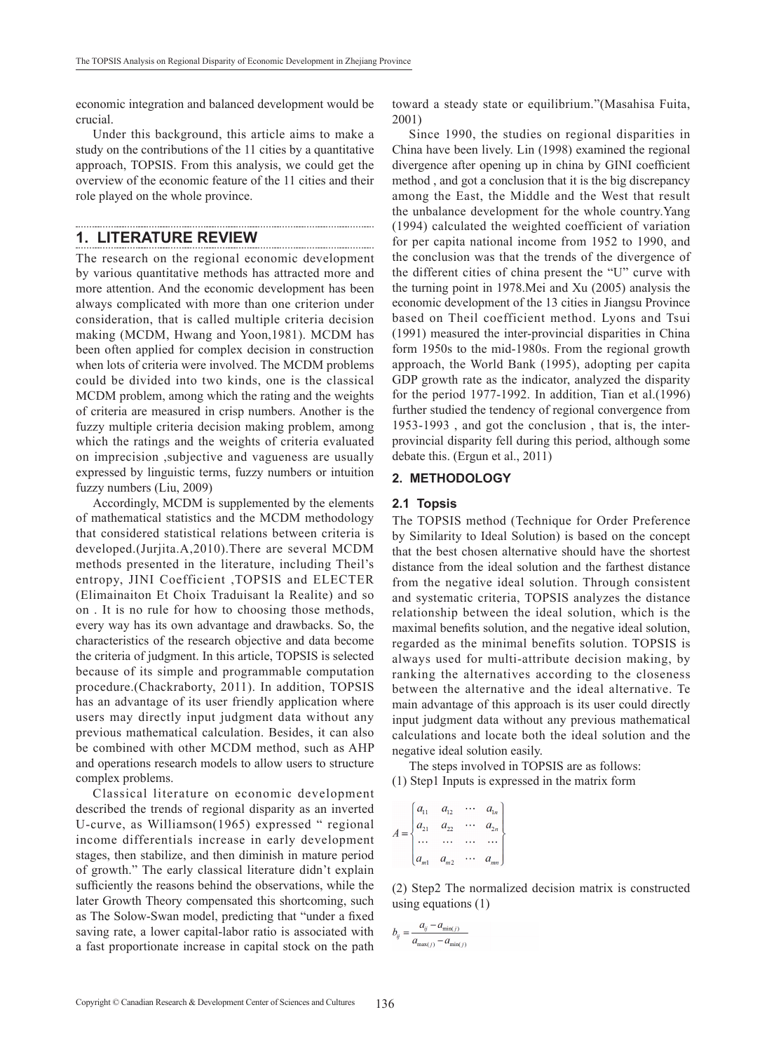economic integration and balanced development would be crucial.

Under this background, this article aims to make a study on the contributions of the 11 cities by a quantitative approach, TOPSIS. From this analysis, we could get the overview of the economic feature of the 11 cities and their role played on the whole province.

## 1. LITERATURE REVIEW

The research on the regional economic development by various quantitative methods has attracted more and more attention. And the economic development has been always complicated with more than one criterion under consideration, that is called multiple criteria decision making (MCDM, Hwang and Yoon,1981). MCDM has been often applied for complex decision in construction when lots of criteria were involved. The MCDM problems could be divided into two kinds, one is the classical MCDM problem, among which the rating and the weights of criteria are measured in crisp numbers. Another is the fuzzy multiple criteria decision making problem, among which the ratings and the weights of criteria evaluated on imprecision ,subjective and vagueness are usually expressed by linguistic terms, fuzzy numbers or intuition fuzzy numbers (Liu, 2009)

Accordingly, MCDM is supplemented by the elements of mathematical statistics and the MCDM methodology that considered statistical relations between criteria is developed.(Jurjita.A,2010).There are several MCDM methods presented in the literature, including Theil's entropy, JINI Coefficient ,TOPSIS and ELECTER (Elimainaiton Et Choix Traduisant la Realite) and so on . It is no rule for how to choosing those methods, every way has its own advantage and drawbacks. So, the characteristics of the research objective and data become the criteria of judgment. In this article, TOPSIS is selected because of its simple and programmable computation procedure.(Chackraborty, 2011). In addition, TOPSIS has an advantage of its user friendly application where users may directly input judgment data without any previous mathematical calculation. Besides, it can also be combined with other MCDM method, such as AHP and operations research models to allow users to structure complex problems.

Classical literature on economic development described the trends of regional disparity as an inverted U-curve, as Williamson(1965) expressed " regional income differentials increase in early development stages, then stabilize, and then diminish in mature period of growth." The early classical literature didn't explain sufficiently the reasons behind the observations, while the later Growth Theory compensated this shortcoming, such as The Solow-Swan model, predicting that "under a fixed saving rate, a lower capital-labor ratio is associated with a fast proportionate increase in capital stock on the path toward a steady state or equilibrium."(Masahisa Fuita, 2001)

Since 1990, the studies on regional disparities in China have been lively. Lin (1998) examined the regional divergence after opening up in china by GINI coefficient method , and got a conclusion that it is the big discrepancy among the East, the Middle and the West that result the unbalance development for the whole country.Yang (1994) calculated the weighted coefficient of variation for per capita national income from 1952 to 1990, and the conclusion was that the trends of the divergence of the different cities of china present the "U" curve with the turning point in 1978.Mei and Xu (2005) analysis the economic development of the 13 cities in Jiangsu Province based on Theil coefficient method. Lyons and Tsui (1991) measured the inter-provincial disparities in China form 1950s to the mid-1980s. From the regional growth approach, the World Bank (1995), adopting per capita GDP growth rate as the indicator, analyzed the disparity for the period 1977-1992. In addition, Tian et al.(1996) further studied the tendency of regional convergence from 1953-1993 , and got the conclusion , that is, the inter-provincial disparity fell during this period, although some debate this. (Ergun et al., 2011)

## 2. METHODOLOGY

### 2.1 Topsis

The TOPSIS method (Technique for Order Preference by Similarity to Ideal Solution) is based on the concept that the best chosen alternative should have the shortest distance from the ideal solution and the farthest distance from the negative ideal solution. Through consistent and systematic criteria, TOPSIS analyzes the distance relationship between the ideal solution, which is the maximal benefits solution, and the negative ideal solution, regarded as the minimal benefits solution. TOPSIS is always used for multi-attribute decision making, by ranking the alternatives according to the closeness between the alternative and the ideal alternative. Te main advantage of this approach is its user could directly input judgment data without any previous mathematical calculations and locate both the ideal solution and the negative ideal solution easily.

The steps involved in TOPSIS are as follows:

(1) Step1 Inputs is expressed in the matrix form

$$A = \begin{Bmatrix} a_{11} & a_{12} & \cdots & a_{1n} \\ a_{21} & a_{22} & \cdots & a_{2n} \\ \cdots & \cdots & \cdots & \cdots \\ a_{m1} & a_{m2} & \cdots & a_{mn} \end{Bmatrix}$$

(2) Step2 The normalized decision matrix is constructed using equations (1)

$$b_{ij} = \frac{a_{ij} - a_{\min(j)}}{a_{\max(j)} - a_{\min(j)}}$$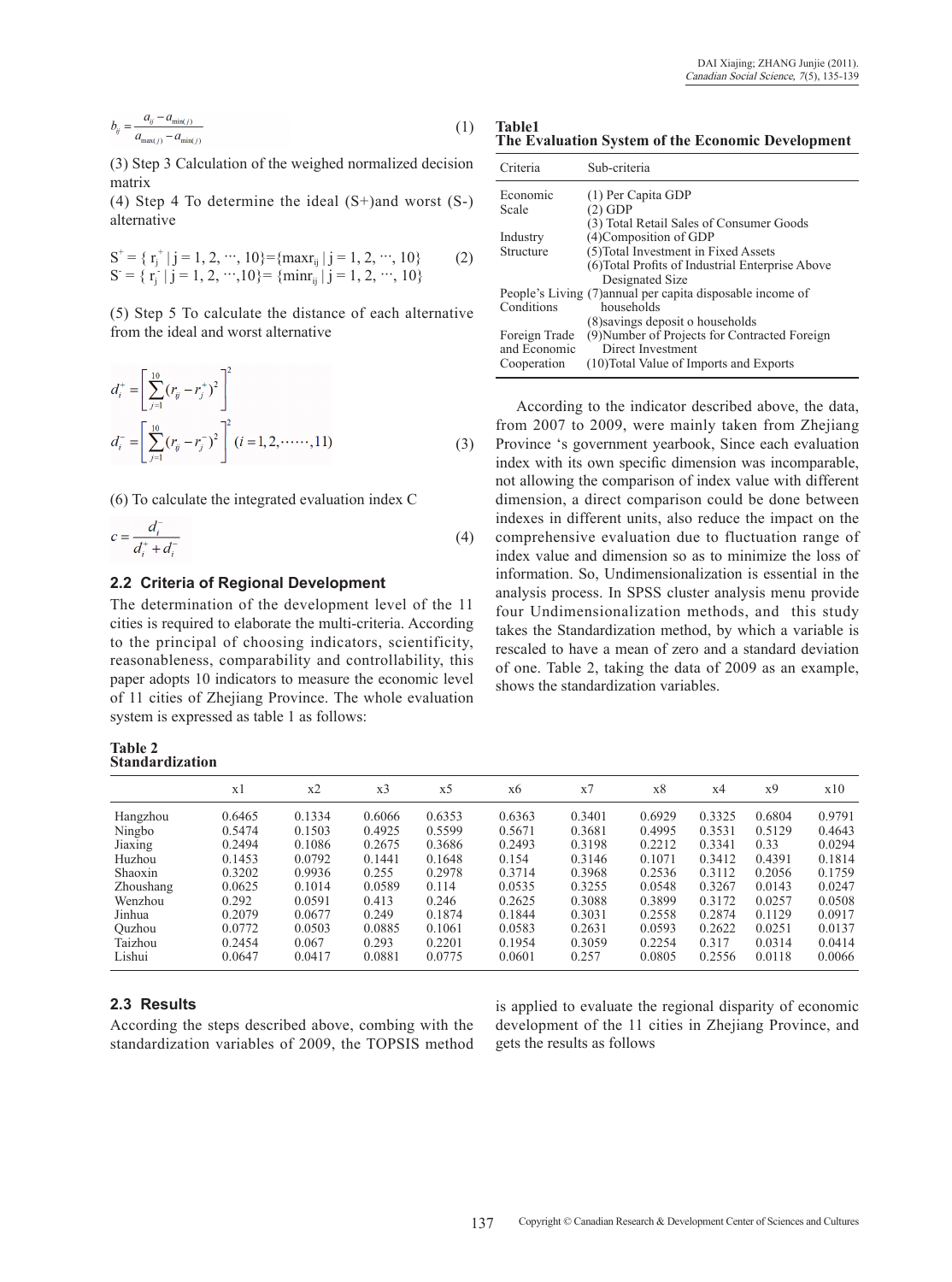$$b_{ij} = \frac{a_{ij} - a_{\min(j)}}{a_{\max(j)} - a_{\min(j)}} \quad (1)$$

(3) Step 3 Calculation of the weighed normalized decision matrix

(4) Step 4 To determine the ideal (S+)and worst (S-) alternative

$$S^+ = \{ r_j^+ \mid j = 1, 2, \cdots, 10\} = \{\max r_{ij} \mid j = 1, 2, \cdots, 10\} \quad (2)$$
$$S^- = \{ r_j^- \mid j = 1, 2, \cdots, 10\} = \{\min r_{ij} \mid j = 1, 2, \cdots, 10\}$$

(5) Step 5 To calculate the distance of each alternative from the ideal and worst alternative

$$d_i^+ = \left[ \sum_{j=1}^{10} (r_{ij} - r_j^+)^2 \right]^2$$
$$d_i^- = \left[ \sum_{j=1}^{10} (r_{ij} - r_j^-)^2 \right]^2 \quad (i = 1, 2, \cdots\cdots, 11) \quad (3)$$

(6) To calculate the integrated evaluation index C

$$c = \frac{d_i^-}{d_i^+ + d_i^-} \quad (4)$$

## 2.2 Criteria of Regional Development

The determination of the development level of the 11 cities is required to elaborate the multi-criteria. According to the principal of choosing indicators, scientificity, reasonableness, comparability and controllability, this paper adopts 10 indicators to measure the economic level of 11 cities of Zhejiang Province. The whole evaluation system is expressed as table 1 as follows:

**Table1**
**The Evaluation System of the Economic Development**

| Criteria | Sub-criteria |
|---|---|
| Economic Scale | (1) Per Capita GDP<br>(2) GDP<br>(3) Total Retail Sales of Consumer Goods |
| Industry Structure | (4)Composition of GDP<br>(5)Total Investment in Fixed Assets<br>(6)Total Profits of Industrial Enterprise Above Designated Size |
| People's Living Conditions | (7)annual per capita disposable income of households<br>(8)savings deposit o households |
| Foreign Trade and Economic Cooperation | (9)Number of Projects for Contracted Foreign Direct Investment<br>(10)Total Value of Imports and Exports |

According to the indicator described above, the data, from 2007 to 2009, were mainly taken from Zhejiang Province 's government yearbook, Since each evaluation index with its own specific dimension was incomparable, not allowing the comparison of index value with different dimension, a direct comparison could be done between indexes in different units, also reduce the impact on the comprehensive evaluation due to fluctuation range of index value and dimension so as to minimize the loss of information. So, Undimensionalization is essential in the analysis process. In SPSS cluster analysis menu provide four Undimensionalization methods, and this study takes the Standardization method, by which a variable is rescaled to have a mean of zero and a standard deviation of one. Table 2, taking the data of 2009 as an example, shows the standardization variables.

**Table 2**
**Standardization**

| | x1 | x2 | x3 | x5 | x6 | x7 | x8 | x4 | x9 | x10 |
|---|---|---|---|---|---|---|---|---|---|---|
| Hangzhou | 0.6465 | 0.1334 | 0.6066 | 0.6353 | 0.6363 | 0.3401 | 0.6929 | 0.3325 | 0.6804 | 0.9791 |
| Ningbo | 0.5474 | 0.1503 | 0.4925 | 0.5599 | 0.5671 | 0.3681 | 0.4995 | 0.3531 | 0.5129 | 0.4643 |
| Jiaxing | 0.2494 | 0.1086 | 0.2675 | 0.3686 | 0.2493 | 0.3198 | 0.2212 | 0.3341 | 0.33 | 0.0294 |
| Huzhou | 0.1453 | 0.0792 | 0.1441 | 0.1648 | 0.154 | 0.3146 | 0.1071 | 0.3412 | 0.4391 | 0.1814 |
| Shaoxin | 0.3202 | 0.9936 | 0.255 | 0.2978 | 0.3714 | 0.3968 | 0.2536 | 0.3112 | 0.2056 | 0.1759 |
| Zhoushang | 0.0625 | 0.1014 | 0.0589 | 0.114 | 0.0535 | 0.3255 | 0.0548 | 0.3267 | 0.0143 | 0.0247 |
| Wenzhou | 0.292 | 0.0591 | 0.413 | 0.246 | 0.2625 | 0.3088 | 0.3899 | 0.3172 | 0.0257 | 0.0508 |
| Jinhua | 0.2079 | 0.0677 | 0.249 | 0.1874 | 0.1844 | 0.3031 | 0.2558 | 0.2874 | 0.1129 | 0.0917 |
| Quzhou | 0.0772 | 0.0503 | 0.0885 | 0.1061 | 0.0583 | 0.2631 | 0.0593 | 0.2622 | 0.0251 | 0.0137 |
| Taizhou | 0.2454 | 0.067 | 0.293 | 0.2201 | 0.1954 | 0.3059 | 0.2254 | 0.317 | 0.0314 | 0.0414 |
| Lishui | 0.0647 | 0.0417 | 0.0881 | 0.0775 | 0.0601 | 0.257 | 0.0805 | 0.2556 | 0.0118 | 0.0066 |

## 2.3 Results

According the steps described above, combing with the standardization variables of 2009, the TOPSIS method is applied to evaluate the regional disparity of economic development of the 11 cities in Zhejiang Province, and gets the results as follows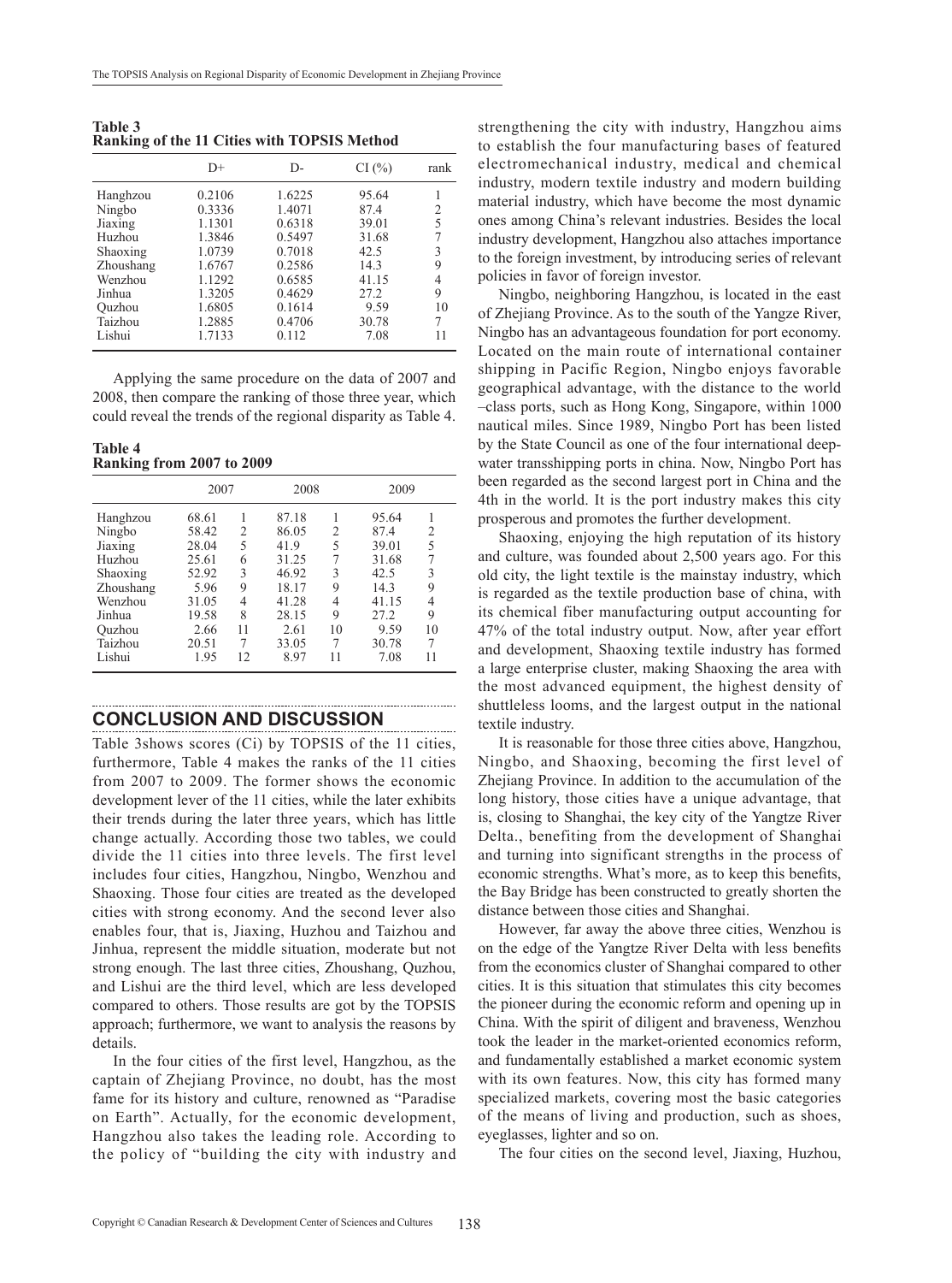**Table 3**
**Ranking of the 11 Cities with TOPSIS Method**

| | D+ | D- | CI (%) | rank |
|---|---|---|---|---|
| Hanghzou | 0.2106 | 1.6225 | 95.64 | 1 |
| Ningbo | 0.3336 | 1.4071 | 87.4 | 2 |
| Jiaxing | 1.1301 | 0.6318 | 39.01 | 5 |
| Huzhou | 1.3846 | 0.5497 | 31.68 | 7 |
| Shaoxing | 1.0739 | 0.7018 | 42.5 | 3 |
| Zhoushang | 1.6767 | 0.2586 | 14.3 | 9 |
| Wenzhou | 1.1292 | 0.6585 | 41.15 | 4 |
| Jinhua | 1.3205 | 0.4629 | 27.2 | 9 |
| Quzhou | 1.6805 | 0.1614 | 9.59 | 10 |
| Taizhou | 1.2885 | 0.4706 | 30.78 | 7 |
| Lishui | 1.7133 | 0.112 | 7.08 | 11 |

Applying the same procedure on the data of 2007 and 2008, then compare the ranking of those three year, which could reveal the trends of the regional disparity as Table 4.

**Table 4**
**Ranking from 2007 to 2009**

| | 2007 | | 2008 | | 2009 | |
|---|---|---|---|---|---|---|
| Hanghzou | 68.61 | 1 | 87.18 | 1 | 95.64 | 1 |
| Ningbo | 58.42 | 2 | 86.05 | 2 | 87.4 | 2 |
| Jiaxing | 28.04 | 5 | 41.9 | 5 | 39.01 | 5 |
| Huzhou | 25.61 | 6 | 31.25 | 7 | 31.68 | 7 |
| Shaoxing | 52.92 | 3 | 46.92 | 3 | 42.5 | 3 |
| Zhoushang | 5.96 | 9 | 18.17 | 9 | 14.3 | 9 |
| Wenzhou | 31.05 | 4 | 41.28 | 4 | 41.15 | 4 |
| Jinhua | 19.58 | 8 | 28.15 | 9 | 27.2 | 9 |
| Quzhou | 2.66 | 11 | 2.61 | 10 | 9.59 | 10 |
| Taizhou | 20.51 | 7 | 33.05 | 7 | 30.78 | 7 |
| Lishui | 1.95 | 12 | 8.97 | 11 | 7.08 | 11 |

## CONCLUSION AND DISCUSSION

Table 3shows scores (Ci) by TOPSIS of the 11 cities, furthermore, Table 4 makes the ranks of the 11 cities from 2007 to 2009. The former shows the economic development lever of the 11 cities, while the later exhibits their trends during the later three years, which has little change actually. According those two tables, we could divide the 11 cities into three levels. The first level includes four cities, Hangzhou, Ningbo, Wenzhou and Shaoxing. Those four cities are treated as the developed cities with strong economy. And the second lever also enables four, that is, Jiaxing, Huzhou and Taizhou and Jinhua, represent the middle situation, moderate but not strong enough. The last three cities, Zhoushang, Quzhou, and Lishui are the third level, which are less developed compared to others. Those results are got by the TOPSIS approach; furthermore, we want to analysis the reasons by details.

In the four cities of the first level, Hangzhou, as the captain of Zhejiang Province, no doubt, has the most fame for its history and culture, renowned as "Paradise on Earth". Actually, for the economic development, Hangzhou also takes the leading role. According to the policy of "building the city with industry and strengthening the city with industry, Hangzhou aims to establish the four manufacturing bases of featured electromechanical industry, medical and chemical industry, modern textile industry and modern building material industry, which have become the most dynamic ones among China's relevant industries. Besides the local industry development, Hangzhou also attaches importance to the foreign investment, by introducing series of relevant policies in favor of foreign investor.

Ningbo, neighboring Hangzhou, is located in the east of Zhejiang Province. As to the south of the Yangze River, Ningbo has an advantageous foundation for port economy. Located on the main route of international container shipping in Pacific Region, Ningbo enjoys favorable geographical advantage, with the distance to the world –class ports, such as Hong Kong, Singapore, within 1000 nautical miles. Since 1989, Ningbo Port has been listed by the State Council as one of the four international deep-water transshipping ports in china. Now, Ningbo Port has been regarded as the second largest port in China and the 4th in the world. It is the port industry makes this city prosperous and promotes the further development.

Shaoxing, enjoying the high reputation of its history and culture, was founded about 2,500 years ago. For this old city, the light textile is the mainstay industry, which is regarded as the textile production base of china, with its chemical fiber manufacturing output accounting for 47% of the total industry output. Now, after year effort and development, Shaoxing textile industry has formed a large enterprise cluster, making Shaoxing the area with the most advanced equipment, the highest density of shuttleless looms, and the largest output in the national textile industry.

It is reasonable for those three cities above, Hangzhou, Ningbo, and Shaoxing, becoming the first level of Zhejiang Province. In addition to the accumulation of the long history, those cities have a unique advantage, that is, closing to Shanghai, the key city of the Yangtze River Delta., benefiting from the development of Shanghai and turning into significant strengths in the process of economic strengths. What's more, as to keep this benefits, the Bay Bridge has been constructed to greatly shorten the distance between those cities and Shanghai.

However, far away the above three cities, Wenzhou is on the edge of the Yangtze River Delta with less benefits from the economics cluster of Shanghai compared to other cities. It is this situation that stimulates this city becomes the pioneer during the economic reform and opening up in China. With the spirit of diligent and braveness, Wenzhou took the leader in the market-oriented economics reform, and fundamentally established a market economic system with its own features. Now, this city has formed many specialized markets, covering most the basic categories of the means of living and production, such as shoes, eyeglasses, lighter and so on.

The four cities on the second level, Jiaxing, Huzhou,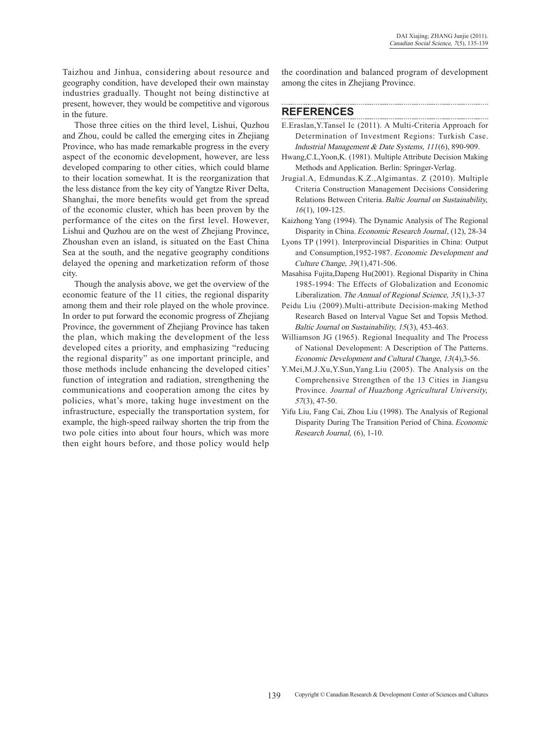Taizhou and Jinhua, considering about resource and geography condition, have developed their own mainstay industries gradually. Thought not being distinctive at present, however, they would be competitive and vigorous in the future.

Those three cities on the third level, Lishui, Quzhou and Zhou, could be called the emerging cites in Zhejiang Province, who has made remarkable progress in the every aspect of the economic development, however, are less developed comparing to other cities, which could blame to their location somewhat. It is the reorganization that the less distance from the key city of Yangtze River Delta, Shanghai, the more benefits would get from the spread of the economic cluster, which has been proven by the performance of the cites on the first level. However, Lishui and Quzhou are on the west of Zhejiang Province, Zhoushan even an island, is situated on the East China Sea at the south, and the negative geography conditions delayed the opening and marketization reform of those city.

Though the analysis above, we get the overview of the economic feature of the 11 cities, the regional disparity among them and their role played on the whole province. In order to put forward the economic progress of Zhejiang Province, the government of Zhejiang Province has taken the plan, which making the development of the less developed cites a priority, and emphasizing "reducing the regional disparity" as one important principle, and those methods include enhancing the developed cities' function of integration and radiation, strengthening the communications and cooperation among the cites by policies, what's more, taking huge investment on the infrastructure, especially the transportation system, for example, the high-speed railway shorten the trip from the two pole cities into about four hours, which was more then eight hours before, and those policy would help the coordination and balanced program of development among the cites in Zhejiang Province.

## REFERENCES

E.Eraslan,Y.Tansel Ic (2011). A Multi-Criteria Approach for Determination of Investment Regions: Turkish Case. *Industrial Management & Date Systems, 111*(6), 890-909.

Hwang,C.L,Yoon,K. (1981). Multiple Attribute Decision Making Methods and Application. Berlin: Springer-Verlag.

Jrugial.A, Edmundas.K.Z.,Algimantas. Z (2010). Multiple Criteria Construction Management Decisions Considering Relations Between Criteria. *Baltic Journal on Sustainability, 16*(1), 109-125.

Kaizhong Yang (1994). The Dynamic Analysis of The Regional Disparity in China. *Economic Research Journal*, (12), 28-34

Lyons TP (1991). Interprovincial Disparities in China: Output and Consumption,1952-1987. *Economic Development and Culture Change, 39*(1),471-506.

Masahisa Fujita,Dapeng Hu(2001). Regional Disparity in China 1985-1994: The Effects of Globalization and Economic Liberalization. *The Annual of Regional Science, 35*(1),3-37

Peidu Liu (2009).Multi-attribute Decision-making Method Research Based on Interval Vague Set and Topsis Method. *Baltic Journal on Sustainability, 15*(3), 453-463.

Williamson JG (1965). Regional Inequality and The Process of National Development: A Description of The Patterns. *Economic Development and Cultural Change, 13*(4),3-56.

Y.Mei,M.J.Xu,Y.Sun,Yang.Liu (2005). The Analysis on the Comprehensive Strengthen of the 13 Cities in Jiangsu Province. *Journal of Huazhong Agricultural University, 57*(3), 47-50.

Yifu Liu, Fang Cai, Zhou Liu (1998). The Analysis of Regional Disparity During The Transition Period of China. *Economic Research Journal,* (6), 1-10.